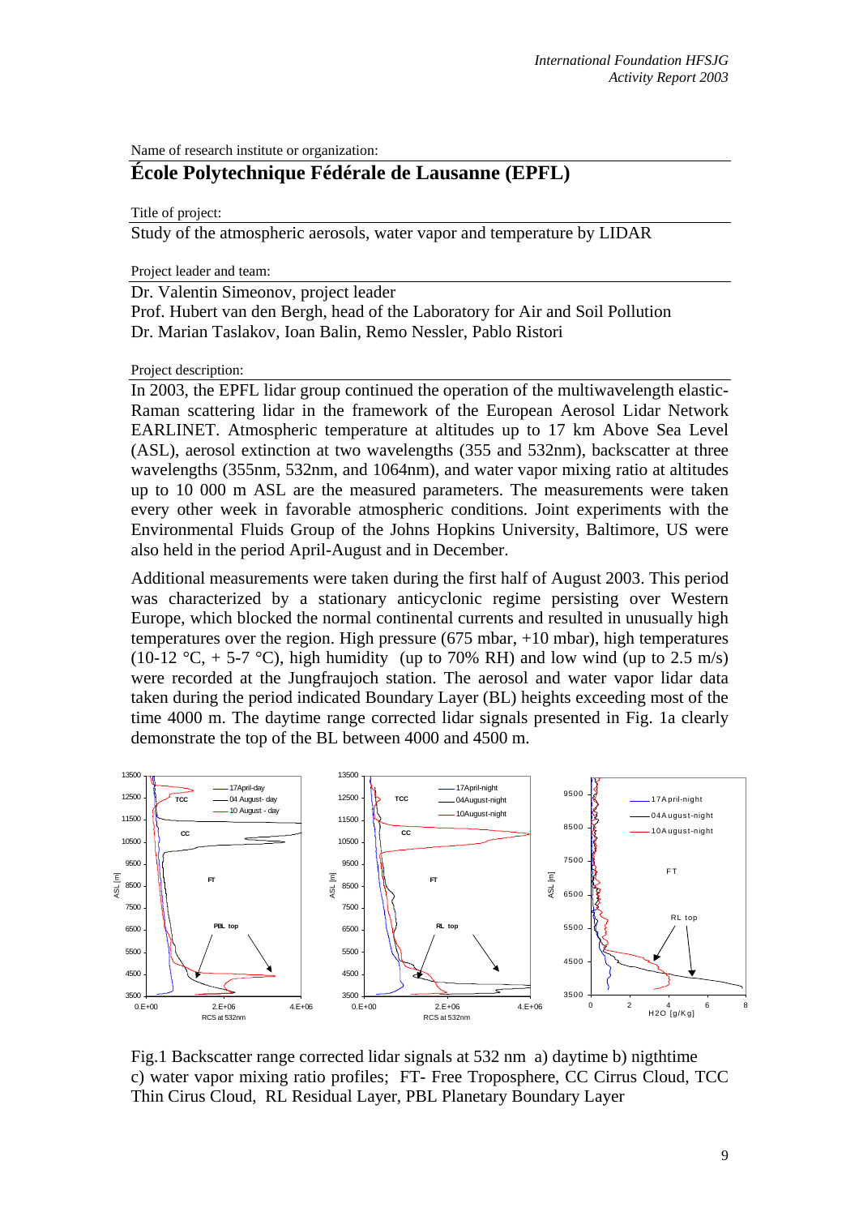Name of research institute or organization:

# École Polytechnique Fédérale de Lausanne (EPFL)

Title of project:

Study of the atmospheric aerosols, water vapor and temperature by LIDAR

Project leader and team:

Dr. Valentin Simeonov, project leader
Prof. Hubert van den Bergh, head of the Laboratory for Air and Soil Pollution
Dr. Marian Taslakov, Ioan Balin, Remo Nessler, Pablo Ristori

Project description:

In 2003, the EPFL lidar group continued the operation of the multiwavelength elastic-Raman scattering lidar in the framework of the European Aerosol Lidar Network EARLINET. Atmospheric temperature at altitudes up to 17 km Above Sea Level (ASL), aerosol extinction at two wavelengths (355 and 532nm), backscatter at three wavelengths (355nm, 532nm, and 1064nm), and water vapor mixing ratio at altitudes up to 10 000 m ASL are the measured parameters. The measurements were taken every other week in favorable atmospheric conditions. Joint experiments with the Environmental Fluids Group of the Johns Hopkins University, Baltimore, US were also held in the period April-August and in December.

Additional measurements were taken during the first half of August 2003. This period was characterized by a stationary anticyclonic regime persisting over Western Europe, which blocked the normal continental currents and resulted in unusually high temperatures over the region. High pressure (675 mbar, +10 mbar), high temperatures (10-12 °C, + 5-7 °C), high humidity (up to 70% RH) and low wind (up to 2.5 m/s) were recorded at the Jungfraujoch station. The aerosol and water vapor lidar data taken during the period indicated Boundary Layer (BL) heights exceeding most of the time 4000 m. The daytime range corrected lidar signals presented in Fig. 1a clearly demonstrate the top of the BL between 4000 and 4500 m.

Fig.1 Backscatter range corrected lidar signals at 532 nm a) daytime b) nigthtime c) water vapor mixing ratio profiles; FT- Free Troposphere, CC Cirrus Cloud, TCC Thin Cirus Cloud, RL Residual Layer, PBL Planetary Boundary Layer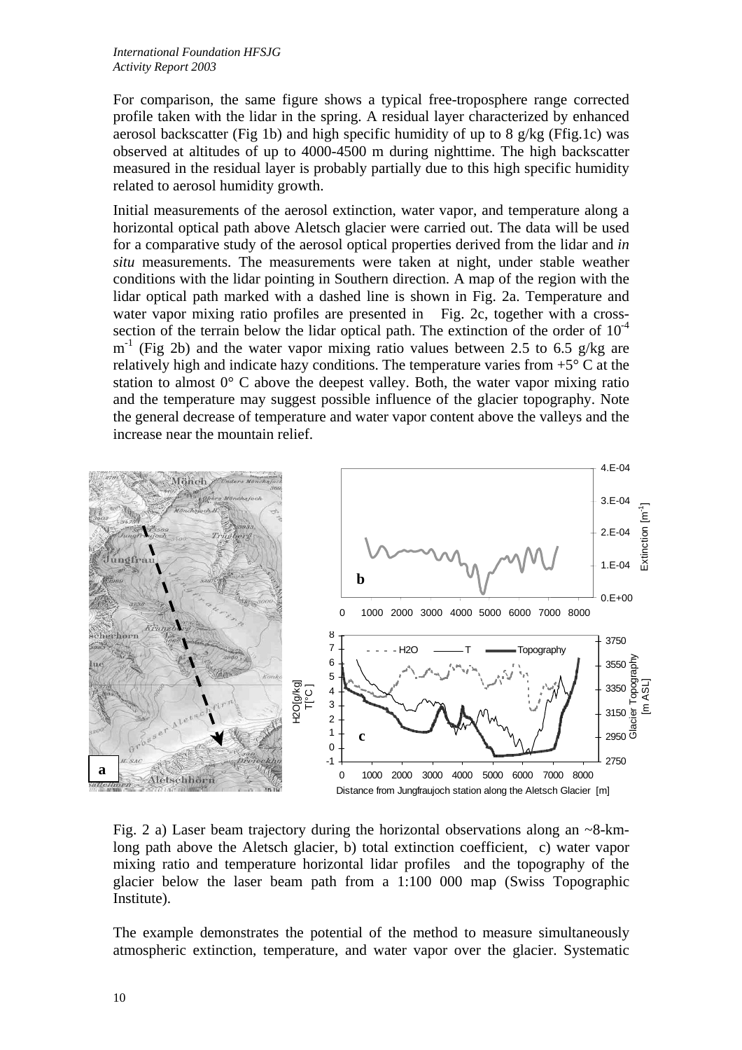For comparison, the same figure shows a typical free-troposphere range corrected profile taken with the lidar in the spring. A residual layer characterized by enhanced aerosol backscatter (Fig 1b) and high specific humidity of up to 8 g/kg (Ffig.1c) was observed at altitudes of up to 4000-4500 m during nighttime. The high backscatter measured in the residual layer is probably partially due to this high specific humidity related to aerosol humidity growth.

Initial measurements of the aerosol extinction, water vapor, and temperature along a horizontal optical path above Aletsch glacier were carried out. The data will be used for a comparative study of the aerosol optical properties derived from the lidar and *in situ* measurements. The measurements were taken at night, under stable weather conditions with the lidar pointing in Southern direction. A map of the region with the lidar optical path marked with a dashed line is shown in Fig. 2a. Temperature and water vapor mixing ratio profiles are presented in Fig. 2c, together with a cross-section of the terrain below the lidar optical path. The extinction of the order of $10^{-4}$ $m^{-1}$ (Fig 2b) and the water vapor mixing ratio values between 2.5 to 6.5 g/kg are relatively high and indicate hazy conditions. The temperature varies from +5° C at the station to almost 0° C above the deepest valley. Both, the water vapor mixing ratio and the temperature may suggest possible influence of the glacier topography. Note the general decrease of temperature and water vapor content above the valleys and the increase near the mountain relief.

Fig. 2 a) Laser beam trajectory during the horizontal observations along an ~8-km-long path above the Aletsch glacier, b) total extinction coefficient, c) water vapor mixing ratio and temperature horizontal lidar profiles and the topography of the glacier below the laser beam path from a 1:100 000 map (Swiss Topographic Institute).

The example demonstrates the potential of the method to measure simultaneously atmospheric extinction, temperature, and water vapor over the glacier. Systematic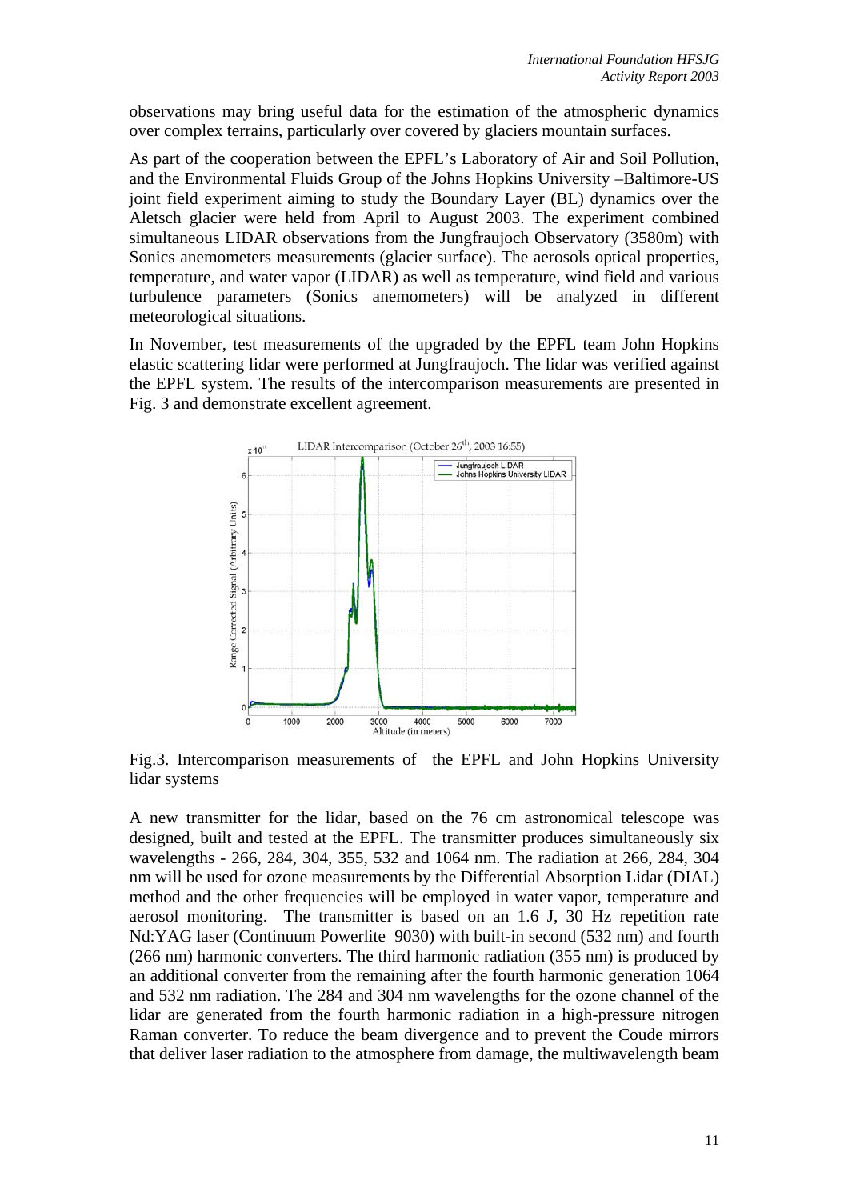observations may bring useful data for the estimation of the atmospheric dynamics over complex terrains, particularly over covered by glaciers mountain surfaces.

As part of the cooperation between the EPFL's Laboratory of Air and Soil Pollution, and the Environmental Fluids Group of the Johns Hopkins University –Baltimore-US joint field experiment aiming to study the Boundary Layer (BL) dynamics over the Aletsch glacier were held from April to August 2003. The experiment combined simultaneous LIDAR observations from the Jungfraujoch Observatory (3580m) with Sonics anemometers measurements (glacier surface). The aerosols optical properties, temperature, and water vapor (LIDAR) as well as temperature, wind field and various turbulence parameters (Sonics anemometers) will be analyzed in different meteorological situations.

In November, test measurements of the upgraded by the EPFL team John Hopkins elastic scattering lidar were performed at Jungfraujoch. The lidar was verified against the EPFL system. The results of the intercomparison measurements are presented in Fig. 3 and demonstrate excellent agreement.

Fig.3. Intercomparison measurements of the EPFL and John Hopkins University lidar systems

A new transmitter for the lidar, based on the 76 cm astronomical telescope was designed, built and tested at the EPFL. The transmitter produces simultaneously six wavelengths - 266, 284, 304, 355, 532 and 1064 nm. The radiation at 266, 284, 304 nm will be used for ozone measurements by the Differential Absorption Lidar (DIAL) method and the other frequencies will be employed in water vapor, temperature and aerosol monitoring. The transmitter is based on an 1.6 J, 30 Hz repetition rate Nd:YAG laser (Continuum Powerlite 9030) with built-in second (532 nm) and fourth (266 nm) harmonic converters. The third harmonic radiation (355 nm) is produced by an additional converter from the remaining after the fourth harmonic generation 1064 and 532 nm radiation. The 284 and 304 nm wavelengths for the ozone channel of the lidar are generated from the fourth harmonic radiation in a high-pressure nitrogen Raman converter. To reduce the beam divergence and to prevent the Coude mirrors that deliver laser radiation to the atmosphere from damage, the multiwavelength beam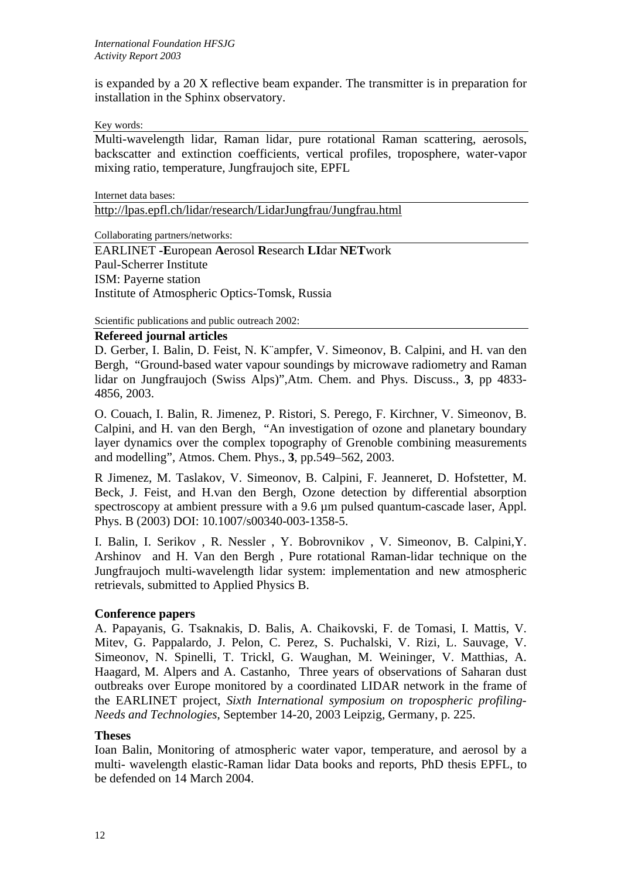is expanded by a 20 X reflective beam expander. The transmitter is in preparation for installation in the Sphinx observatory.

Key words:

Multi-wavelength lidar, Raman lidar, pure rotational Raman scattering, aerosols, backscatter and extinction coefficients, vertical profiles, troposphere, water-vapor mixing ratio, temperature, Jungfraujoch site, EPFL

Internet data bases:

http://lpas.epfl.ch/lidar/research/LidarJungfrau/Jungfrau.html

Collaborating partners/networks:

EARLINET -**E**uropean **A**erosol **R**esearch **LI**dar **NET**work
Paul-Scherrer Institute
ISM: Payerne station
Institute of Atmospheric Optics-Tomsk, Russia

Scientific publications and public outreach 2002:

**Refereed journal articles**

D. Gerber, I. Balin, D. Feist, N. K¨ampfer, V. Simeonov, B. Calpini, and H. van den Bergh, "Ground-based water vapour soundings by microwave radiometry and Raman lidar on Jungfraujoch (Swiss Alps)",Atm. Chem. and Phys. Discuss., **3**, pp 4833-4856, 2003.

O. Couach, I. Balin, R. Jimenez, P. Ristori, S. Perego, F. Kirchner, V. Simeonov, B. Calpini, and H. van den Bergh, "An investigation of ozone and planetary boundary layer dynamics over the complex topography of Grenoble combining measurements and modelling", Atmos. Chem. Phys., **3**, pp.549–562, 2003.

R Jimenez, M. Taslakov, V. Simeonov, B. Calpini, F. Jeanneret, D. Hofstetter, M. Beck, J. Feist, and H.van den Bergh, Ozone detection by differential absorption spectroscopy at ambient pressure with a 9.6 µm pulsed quantum-cascade laser, Appl. Phys. B (2003) DOI: 10.1007/s00340-003-1358-5.

I. Balin, I. Serikov , R. Nessler , Y. Bobrovnikov , V. Simeonov, B. Calpini,Y. Arshinov and H. Van den Bergh , Pure rotational Raman-lidar technique on the Jungfraujoch multi-wavelength lidar system: implementation and new atmospheric retrievals, submitted to Applied Physics B.

**Conference papers**

A. Papayanis, G. Tsaknakis, D. Balis, A. Chaikovski, F. de Tomasi, I. Mattis, V. Mitev, G. Pappalardo, J. Pelon, C. Perez, S. Puchalski, V. Rizi, L. Sauvage, V. Simeonov, N. Spinelli, T. Trickl, G. Waughan, M. Weininger, V. Matthias, A. Haagard, M. Alpers and A. Castanho, Three years of observations of Saharan dust outbreaks over Europe monitored by a coordinated LIDAR network in the frame of the EARLINET project, *Sixth International symposium on tropospheric profiling-Needs and Technologies*, September 14-20, 2003 Leipzig, Germany, p. 225.

**Theses**

Ioan Balin, Monitoring of atmospheric water vapor, temperature, and aerosol by a multi- wavelength elastic-Raman lidar Data books and reports, PhD thesis EPFL, to be defended on 14 March 2004.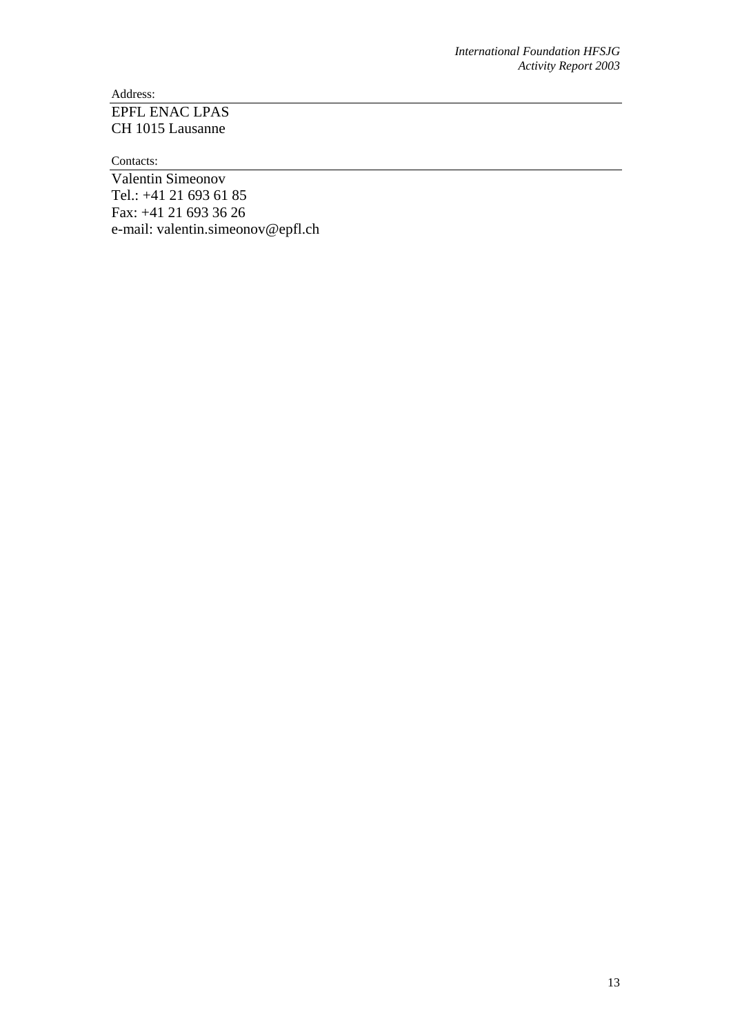Address:

EPFL ENAC LPAS
CH 1015 Lausanne

Contacts:

Valentin Simeonov
Tel.: +41 21 693 61 85
Fax: +41 21 693 36 26
e-mail: valentin.simeonov@epfl.ch